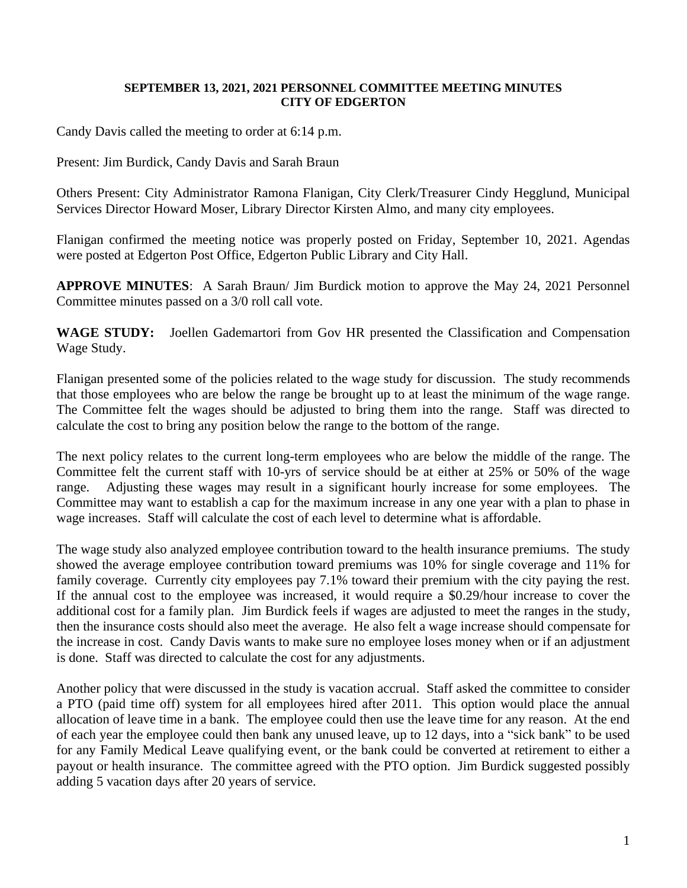**SEPTEMBER 13, 2021, 2021 PERSONNEL COMMITTEE MEETING MINUTES**
**CITY OF EDGERTON**

Candy Davis called the meeting to order at 6:14 p.m.

Present: Jim Burdick, Candy Davis and Sarah Braun

Others Present: City Administrator Ramona Flanigan, City Clerk/Treasurer Cindy Hegglund, Municipal Services Director Howard Moser, Library Director Kirsten Almo, and many city employees.

Flanigan confirmed the meeting notice was properly posted on Friday, September 10, 2021. Agendas were posted at Edgerton Post Office, Edgerton Public Library and City Hall.

**APPROVE MINUTES**: A Sarah Braun/ Jim Burdick motion to approve the May 24, 2021 Personnel Committee minutes passed on a 3/0 roll call vote.

**WAGE STUDY:** Joellen Gademartori from Gov HR presented the Classification and Compensation Wage Study.

Flanigan presented some of the policies related to the wage study for discussion. The study recommends that those employees who are below the range be brought up to at least the minimum of the wage range. The Committee felt the wages should be adjusted to bring them into the range. Staff was directed to calculate the cost to bring any position below the range to the bottom of the range.

The next policy relates to the current long-term employees who are below the middle of the range. The Committee felt the current staff with 10-yrs of service should be at either at 25% or 50% of the wage range. Adjusting these wages may result in a significant hourly increase for some employees. The Committee may want to establish a cap for the maximum increase in any one year with a plan to phase in wage increases. Staff will calculate the cost of each level to determine what is affordable.

The wage study also analyzed employee contribution toward to the health insurance premiums. The study showed the average employee contribution toward premiums was 10% for single coverage and 11% for family coverage. Currently city employees pay 7.1% toward their premium with the city paying the rest. If the annual cost to the employee was increased, it would require a $0.29/hour increase to cover the additional cost for a family plan. Jim Burdick feels if wages are adjusted to meet the ranges in the study, then the insurance costs should also meet the average. He also felt a wage increase should compensate for the increase in cost. Candy Davis wants to make sure no employee loses money when or if an adjustment is done. Staff was directed to calculate the cost for any adjustments.

Another policy that were discussed in the study is vacation accrual. Staff asked the committee to consider a PTO (paid time off) system for all employees hired after 2011. This option would place the annual allocation of leave time in a bank. The employee could then use the leave time for any reason. At the end of each year the employee could then bank any unused leave, up to 12 days, into a "sick bank" to be used for any Family Medical Leave qualifying event, or the bank could be converted at retirement to either a payout or health insurance. The committee agreed with the PTO option. Jim Burdick suggested possibly adding 5 vacation days after 20 years of service.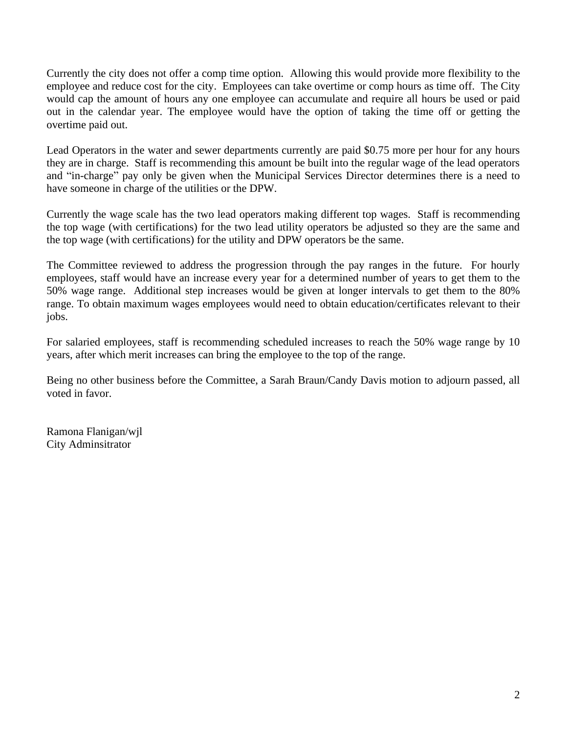Currently the city does not offer a comp time option. Allowing this would provide more flexibility to the employee and reduce cost for the city. Employees can take overtime or comp hours as time off. The City would cap the amount of hours any one employee can accumulate and require all hours be used or paid out in the calendar year. The employee would have the option of taking the time off or getting the overtime paid out.

Lead Operators in the water and sewer departments currently are paid $0.75 more per hour for any hours they are in charge. Staff is recommending this amount be built into the regular wage of the lead operators and "in-charge" pay only be given when the Municipal Services Director determines there is a need to have someone in charge of the utilities or the DPW.

Currently the wage scale has the two lead operators making different top wages. Staff is recommending the top wage (with certifications) for the two lead utility operators be adjusted so they are the same and the top wage (with certifications) for the utility and DPW operators be the same.

The Committee reviewed to address the progression through the pay ranges in the future. For hourly employees, staff would have an increase every year for a determined number of years to get them to the 50% wage range. Additional step increases would be given at longer intervals to get them to the 80% range. To obtain maximum wages employees would need to obtain education/certificates relevant to their jobs.

For salaried employees, staff is recommending scheduled increases to reach the 50% wage range by 10 years, after which merit increases can bring the employee to the top of the range.

Being no other business before the Committee, a Sarah Braun/Candy Davis motion to adjourn passed, all voted in favor.

Ramona Flanigan/wjl
City Adminsitrator